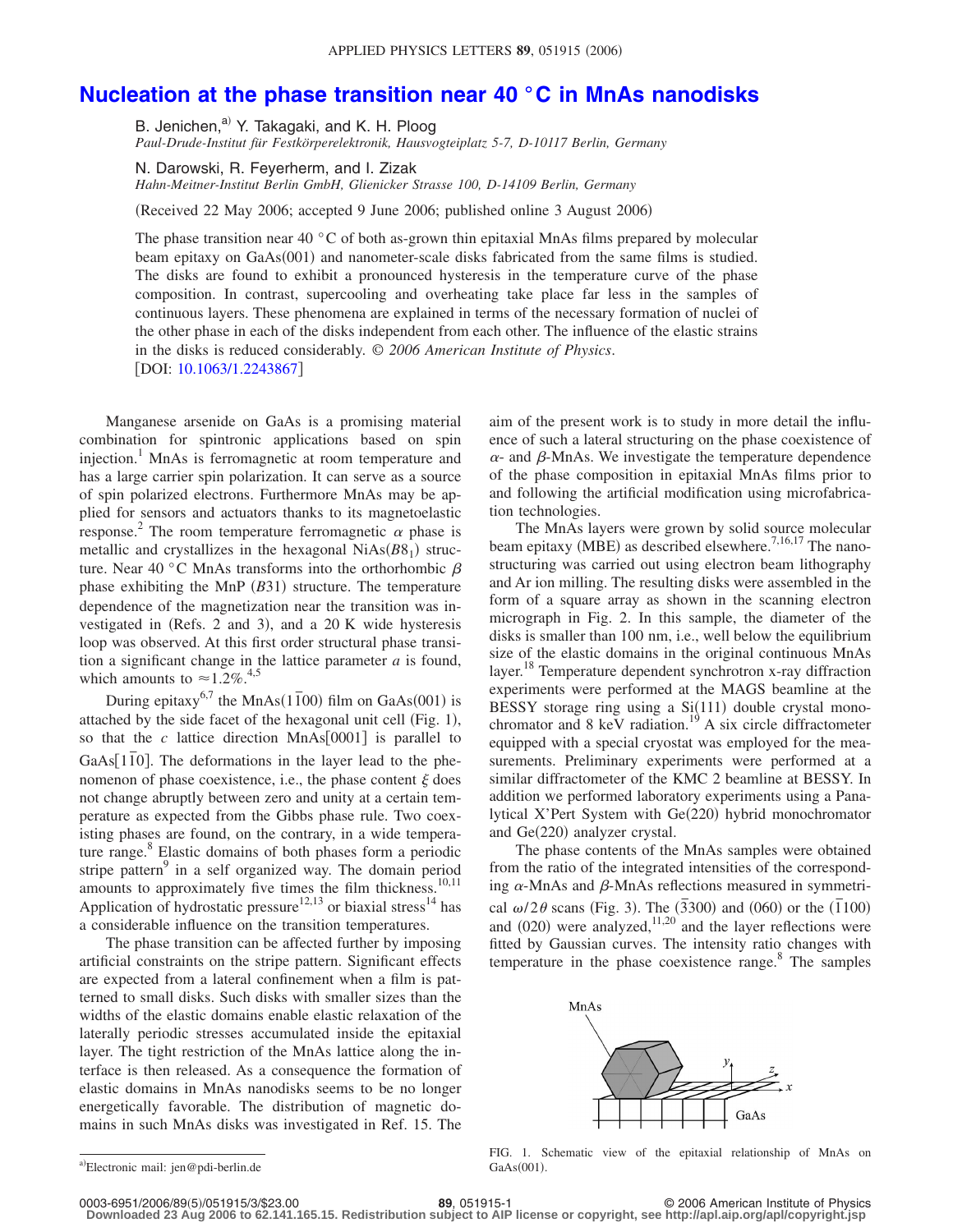# Nucleation at the phase transition near 40 °C in MnAs nanodisks

B. Jenichen,[a] Y. Takagaki, and K. H. Ploog

*Paul-Drude-Institut für Festkörperelektronik, Hausvogteiplatz 5-7, D-10117 Berlin, Germany*

N. Darowski, R. Feyerherm, and I. Zizak

*Hahn-Meitner-Institut Berlin GmbH, Glienicker Strasse 100, D-14109 Berlin, Germany*

(Received 22 May 2006; accepted 9 June 2006; published online 3 August 2006)

The phase transition near 40 °C of both as-grown thin epitaxial MnAs films prepared by molecular beam epitaxy on GaAs(001) and nanometer-scale disks fabricated from the same films is studied. The disks are found to exhibit a pronounced hysteresis in the temperature curve of the phase composition. In contrast, supercooling and overheating take place far less in the samples of continuous layers. These phenomena are explained in terms of the necessary formation of nuclei of the other phase in each of the disks independent from each other. The influence of the elastic strains in the disks is reduced considerably. © *2006 American Institute of Physics*. [DOI: 10.1063/1.2243867]

Manganese arsenide on GaAs is a promising material combination for spintronic applications based on spin injection.[1] MnAs is ferromagnetic at room temperature and has a large carrier spin polarization. It can serve as a source of spin polarized electrons. Furthermore MnAs may be applied for sensors and actuators thanks to its magnetoelastic response.[2] The room temperature ferromagnetic $\alpha$ phase is metallic and crystallizes in the hexagonal NiAs($B8_1$) structure. Near 40 °C MnAs transforms into the orthorhombic $\beta$ phase exhibiting the MnP ($B31$) structure. The temperature dependence of the magnetization near the transition was investigated in (Refs. 2 and 3), and a 20 K wide hysteresis loop was observed. At this first order structural phase transition a significant change in the lattice parameter $a$ is found, which amounts to $\approx 1.2\%$.[4,5]

During epitaxy[6,7] the MnAs$(1\bar{1}00)$ film on GaAs(001) is attached by the side facet of the hexagonal unit cell (Fig. 1), so that the $c$ lattice direction MnAs[0001] is parallel to GaAs$[1\bar{1}0]$. The deformations in the layer lead to the phenomenon of phase coexistence, i.e., the phase content $\xi$ does not change abruptly between zero and unity at a certain temperature as expected from the Gibbs phase rule. Two coexisting phases are found, on the contrary, in a wide temperature range.[8] Elastic domains of both phases form a periodic stripe pattern[9] in a self organized way. The domain period amounts to approximately five times the film thickness.[10,11] Application of hydrostatic pressure[12,13] or biaxial stress[14] has a considerable influence on the transition temperatures.

The phase transition can be affected further by imposing artificial constraints on the stripe pattern. Significant effects are expected from a lateral confinement when a film is patterned to small disks. Such disks with smaller sizes than the widths of the elastic domains enable elastic relaxation of the laterally periodic stresses accumulated inside the epitaxial layer. The tight restriction of the MnAs lattice along the interface is then released. As a consequence the formation of elastic domains in MnAs nanodisks seems to be no longer energetically favorable. The distribution of magnetic domains in such MnAs disks was investigated in Ref. 15. The aim of the present work is to study in more detail the influence of such a lateral structuring on the phase coexistence of $\alpha$- and $\beta$-MnAs. We investigate the temperature dependence of the phase composition in epitaxial MnAs films prior to and following the artificial modification using microfabrication technologies.

The MnAs layers were grown by solid source molecular beam epitaxy (MBE) as described elsewhere.[7,16,17] The nanostructuring was carried out using electron beam lithography and Ar ion milling. The resulting disks were assembled in the form of a square array as shown in the scanning electron micrograph in Fig. 2. In this sample, the diameter of the disks is smaller than 100 nm, i.e., well below the equilibrium size of the elastic domains in the original continuous MnAs layer.[18] Temperature dependent synchrotron x-ray diffraction experiments were performed at the MAGS beamline at the BESSY storage ring using a Si(111) double crystal monochromator and 8 keV radiation.[19] A six circle diffractometer equipped with a special cryostat was employed for the measurements. Preliminary experiments were performed at a similar diffractometer of the KMC 2 beamline at BESSY. In addition we performed laboratory experiments using a Panalytical X'Pert System with Ge(220) hybrid monochromator and Ge(220) analyzer crystal.

The phase contents of the MnAs samples were obtained from the ratio of the integrated intensities of the corresponding $\alpha$-MnAs and $\beta$-MnAs reflections measured in symmetrical $\omega/2\theta$ scans (Fig. 3). The $(\bar{3}300)$ and (060) or the $(\bar{1}100)$ and (020) were analyzed,[11,20] and the layer reflections were fitted by Gaussian curves. The intensity ratio changes with temperature in the phase coexistence range.[8] The samples

FIG. 1. Schematic view of the epitaxial relationship of MnAs on GaAs(001).

[a]Electronic mail: jen@pdi-berlin.de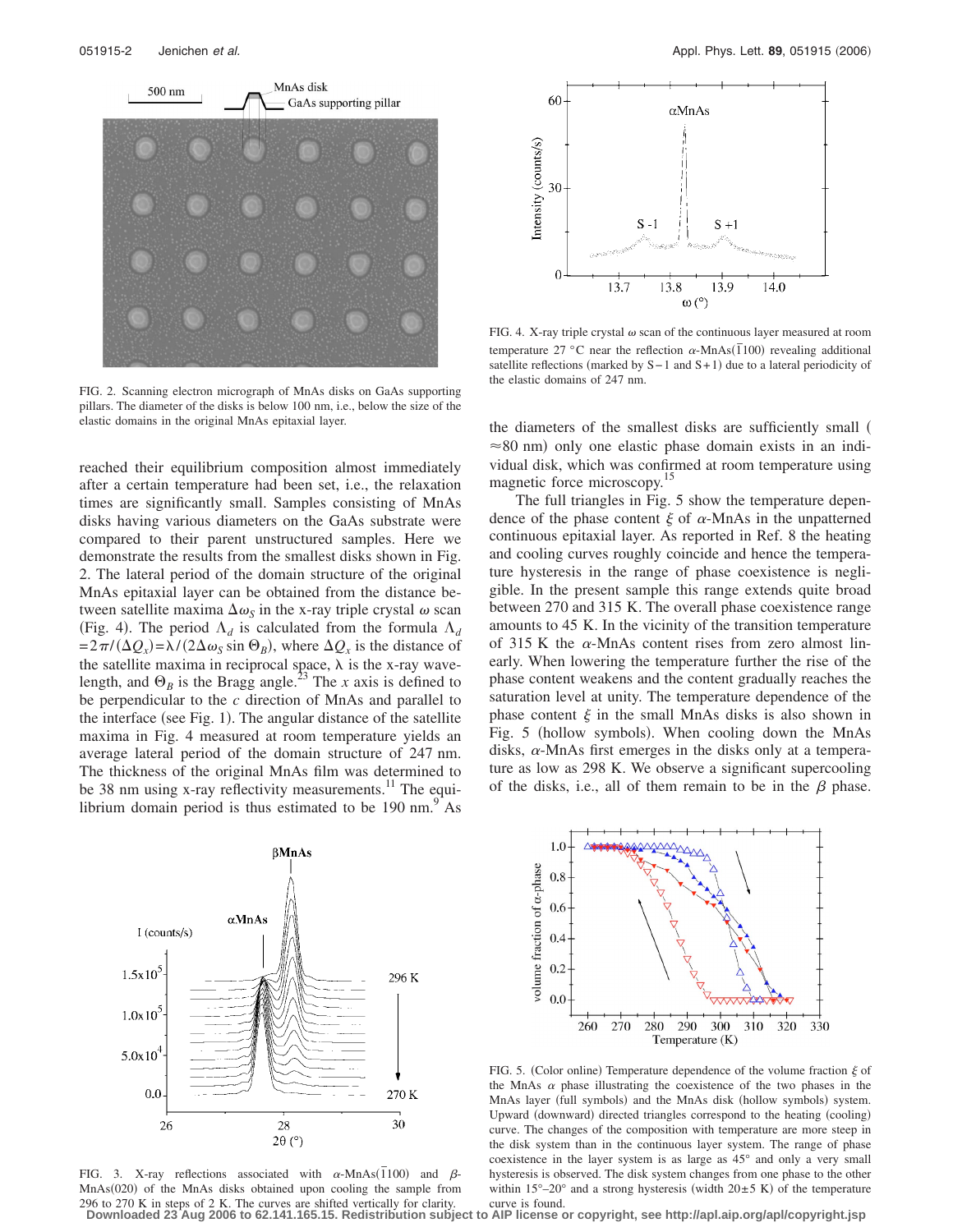FIG. 2. Scanning electron micrograph of MnAs disks on GaAs supporting pillars. The diameter of the disks is below 100 nm, i.e., below the size of the elastic domains in the original MnAs epitaxial layer.

reached their equilibrium composition almost immediately after a certain temperature had been set, i.e., the relaxation times are significantly small. Samples consisting of MnAs disks having various diameters on the GaAs substrate were compared to their parent unstructured samples. Here we demonstrate the results from the smallest disks shown in Fig. 2. The lateral period of the domain structure of the original MnAs epitaxial layer can be obtained from the distance between satellite maxima $\Delta\omega_S$ in the x-ray triple crystal $\omega$ scan (Fig. 4). The period $\Lambda_d$ is calculated from the formula $\Lambda_d = 2\pi/(\Delta Q_x) = \lambda/(2\Delta\omega_S \sin\Theta_B)$, where $\Delta Q_x$ is the distance of the satellite maxima in reciprocal space, $\lambda$ is the x-ray wavelength, and $\Theta_B$ is the Bragg angle.[23] The $x$ axis is defined to be perpendicular to the $c$ direction of MnAs and parallel to the interface (see Fig. 1). The angular distance of the satellite maxima in Fig. 4 measured at room temperature yields an average lateral period of the domain structure of 247 nm. The thickness of the original MnAs film was determined to be 38 nm using x-ray reflectivity measurements.[11] The equilibrium domain period is thus estimated to be 190 nm.[9] As the diameters of the smallest disks are sufficiently small ($\approx$80 nm) only one elastic phase domain exists in an individual disk, which was confirmed at room temperature using magnetic force microscopy.[15]

FIG. 4. X-ray triple crystal $\omega$ scan of the continuous layer measured at room temperature 27 °C near the reflection $\alpha$-MnAs$(\bar{1}100)$ revealing additional satellite reflections (marked by S−1 and S+1) due to a lateral periodicity of the elastic domains of 247 nm.

The full triangles in Fig. 5 show the temperature dependence of the phase content $\xi$ of $\alpha$-MnAs in the unpatterned continuous epitaxial layer. As reported in Ref. 8 the heating and cooling curves roughly coincide and hence the temperature hysteresis in the range of phase coexistence is negligible. In the present sample this range extends quite broad between 270 and 315 K. The overall phase coexistence range amounts to 45 K. In the vicinity of the transition temperature of 315 K the $\alpha$-MnAs content rises from zero almost linearly. When lowering the temperature further the rise of the phase content weakens and the content gradually reaches the saturation level at unity. The temperature dependence of the phase content $\xi$ in the small MnAs disks is also shown in Fig. 5 (hollow symbols). When cooling down the MnAs disks, $\alpha$-MnAs first emerges in the disks only at a temperature as low as 298 K. We observe a significant supercooling of the disks, i.e., all of them remain to be in the $\beta$ phase.

FIG. 3. X-ray reflections associated with $\alpha$-MnAs$(\bar{1}100)$ and $\beta$-MnAs(020) of the MnAs disks obtained upon cooling the sample from 296 to 270 K in steps of 2 K. The curves are shifted vertically for clarity.

FIG. 5. (Color online) Temperature dependence of the volume fraction $\xi$ of the MnAs $\alpha$ phase illustrating the coexistence of the two phases in the MnAs layer (full symbols) and the MnAs disk (hollow symbols) system. Upward (downward) directed triangles correspond to the heating (cooling) curve. The changes of the composition with temperature are more steep in the disk system than in the continuous layer system. The range of phase coexistence in the layer system is as large as 45° and only a very small hysteresis is observed. The disk system changes from one phase to the other within 15°–20° and a strong hysteresis (width 20±5 K) of the temperature curve is found.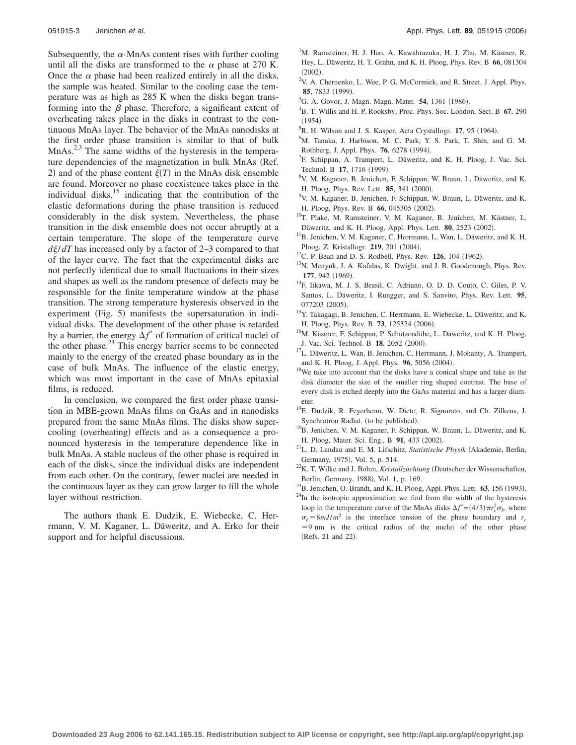Subsequently, the $\alpha$-MnAs content rises with further cooling until all the disks are transformed to the $\alpha$ phase at 270 K. Once the $\alpha$ phase had been realized entirely in all the disks, the sample was heated. Similar to the cooling case the temperature was as high as 285 K when the disks began transforming into the $\beta$ phase. Therefore, a significant extent of overheating takes place in the disks in contrast to the continuous MnAs layer. The behavior of the MnAs nanodisks at the first order phase transition is similar to that of bulk MnAs.[2,3] The same widths of the hysteresis in the temperature dependencies of the magnetization in bulk MnAs (Ref. 2) and of the phase content $\xi(T)$ in the MnAs disk ensemble are found. Moreover no phase coexistence takes place in the individual disks,[15] indicating that the contribution of the elastic deformations during the phase transition is reduced considerably in the disk system. Nevertheless, the phase transition in the disk ensemble does not occur abruptly at a certain temperature. The slope of the temperature curve $d\xi/dT$ has increased only by a factor of 2–3 compared to that of the layer curve. The fact that the experimental disks are not perfectly identical due to small fluctuations in their sizes and shapes as well as the random presence of defects may be responsible for the finite temperature window at the phase transition. The strong temperature hysteresis observed in the experiment (Fig. 5) manifests the supersaturation in individual disks. The development of the other phase is retarded by a barrier, the energy $\Delta f^*$ of formation of critical nuclei of the other phase.[24] This energy barrier seems to be connected mainly to the energy of the created phase boundary as in the case of bulk MnAs. The influence of the elastic energy, which was most important in the case of MnAs epitaxial films, is reduced.

In conclusion, we compared the first order phase transition in MBE-grown MnAs films on GaAs and in nanodisks prepared from the same MnAs films. The disks show supercooling (overheating) effects and as a consequence a pronounced hysteresis in the temperature dependence like in bulk MnAs. A stable nucleus of the other phase is required in each of the disks, since the individual disks are independent from each other. On the contrary, fewer nuclei are needed in the continuous layer as they can grow larger to fill the whole layer without restriction.

The authors thank E. Dudzik, E. Wiebecke, C. Herrmann, V. M. Kaganer, L. Däweritz, and A. Erko for their support and for helpful discussions.

[1] M. Ramsteiner, H. J. Hao, A. Kawahrazuka, H. J. Zhu, M. Kästner, R. Hey, L. Däweritz, H. T. Grahn, and K. H. Ploog, Phys. Rev. B **66**, 081304 (2002).

[2] V. A. Chernenko, L. Wee, P. G. McCormick, and R. Street, J. Appl. Phys. **85**, 7833 (1999).

[3] G. A. Govor, J. Magn. Magn. Mater. **54**, 1361 (1986).

[4] B. T. Willis and H. P. Rooksby, Proc. Phys. Soc. London, Sect. B **67**, 290 (1954).

[5] R. H. Wilson and J. S. Kasper, Acta Crystallogr. **17**, 95 (1964).

[6] M. Tanaka, J. Harbison, M. C. Park, Y. S. Park, T. Shin, and G. M. Rothberg, J. Appl. Phys. **76**, 6278 (1994).

[7] F. Schippan, A. Trampert, L. Däweritz, and K. H. Ploog, J. Vac. Sci. Technol. B **17**, 1716 (1999).

[8] V. M. Kaganer, B. Jenichen, F. Schippan, W. Braun, L. Däweritz, and K. H. Ploog, Phys. Rev. Lett. **85**, 341 (2000).

[9] V. M. Kaganer, B. Jenichen, F. Schippan, W. Braun, L. Däweritz, and K. H. Ploog, Phys. Rev. B **66**, 045305 (2002).

[10] T. Plake, M. Ramsteiner, V. M. Kaganer, B. Jenichen, M. Kästner, L. Däweritz, and K. H. Ploog, Appl. Phys. Lett. **80**, 2523 (2002).

[11] B. Jenichen, V. M. Kaganer, C. Herrmann, L. Wan, L. Däweritz, and K. H. Ploog, Z. Kristallogr. **219**, 201 (2004).

[12] C. P. Bean and D. S. Rodbell, Phys. Rev. **126**, 104 (1962).

[13] N. Menyuk, J. A. Kafalas, K. Dwight, and J. B. Goodenough, Phys. Rev. **177**, 942 (1969).

[14] F. Iikawa, M. J. S. Brasil, C. Adriano, O. D. D. Couto, C. Giles, P. V. Santos, L. Däweritz, I. Rungger, and S. Sanvito, Phys. Rev. Lett. **95**, 077203 (2005).

[15] Y. Takagagi, B. Jenichen, C. Herrmann, E. Wiebecke, L. Däweritz, and K. H. Ploog, Phys. Rev. B **73**, 125324 (2006).

[16] M. Kästner, F. Schippan, P. Schützendübe, L. Däweritz, and K. H. Ploog, J. Vac. Sci. Technol. B **18**, 2052 (2000).

[17] L. Däweritz, L. Wan, B. Jenichen, C. Herrmann, J. Mohanty, A. Trampert, and K. H. Ploog, J. Appl. Phys. **96**, 5056 (2004).

[18] We take into account that the disks have a conical shape and take as the disk diameter the size of the smaller ring shaped contrast. The base of every disk is etched deeply into the GaAs material and has a larger diameter.

[19] E. Dudzik, R. Feyerherm, W. Diete, R. Signorato, and Ch. Zilkens, J. Synchrotron Radiat. (to be published).

[20] B. Jenichen, V. M. Kaganer, F. Schippan, W. Braun, L. Däweritz, and K. H. Ploog, Mater. Sci. Eng., B **91**, 433 (2002).

[21] L. D. Landau and E. M. Lifschitz, *Statistische Physik* (Akademie, Berlin, Germany, 1975), Vol. 5, p. 514.

[22] K. T. Wilke and J. Bohm, *Kristallzüchtung* (Deutscher der Wissenschaften, Berlin, Germany, 1988), Vol. 1, p. 169.

[23] B. Jenichen, O. Brandt, and K. H. Ploog, Appl. Phys. Lett. **63**, 156 (1993).

[24] In the isotropic approximation we find from the width of the hysteresis loop in the temperature curve of the MnAs disks $\Delta f^* = (4/3)\pi r_c^2 \sigma_b$, where $\sigma_b \approx 8 mJ/m^2$ is the interface tension of the phase boundary and $r_c \approx 9$ nm is the critical radius of the nuclei of the other phase (Refs. 21 and 22).